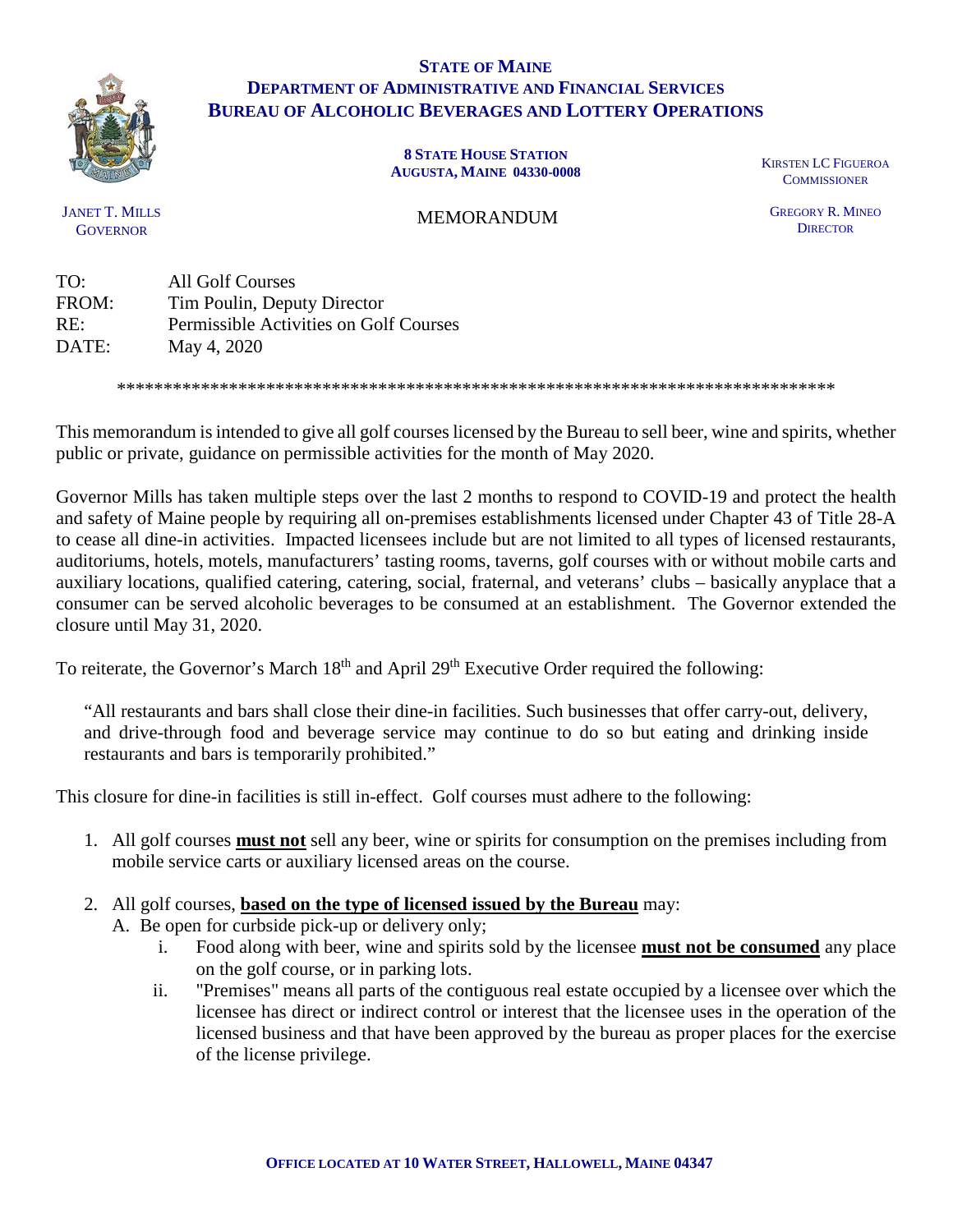**STATE OF MAINE**
**DEPARTMENT OF ADMINISTRATIVE AND FINANCIAL SERVICES**
**BUREAU OF ALCOHOLIC BEVERAGES AND LOTTERY OPERATIONS**

**8 STATE HOUSE STATION**
**AUGUSTA, MAINE 04330-0008**

JANET T. MILLS
GOVERNOR

KIRSTEN LC FIGUEROA
COMMISSIONER

GREGORY R. MINEO
DIRECTOR

MEMORANDUM

TO: All Golf Courses
FROM: Tim Poulin, Deputy Director
RE: Permissible Activities on Golf Courses
DATE: May 4, 2020

******************************************************************************

This memorandum is intended to give all golf courses licensed by the Bureau to sell beer, wine and spirits, whether public or private, guidance on permissible activities for the month of May 2020.

Governor Mills has taken multiple steps over the last 2 months to respond to COVID-19 and protect the health and safety of Maine people by requiring all on-premises establishments licensed under Chapter 43 of Title 28-A to cease all dine-in activities. Impacted licensees include but are not limited to all types of licensed restaurants, auditoriums, hotels, motels, manufacturers' tasting rooms, taverns, golf courses with or without mobile carts and auxiliary locations, qualified catering, catering, social, fraternal, and veterans' clubs – basically anyplace that a consumer can be served alcoholic beverages to be consumed at an establishment. The Governor extended the closure until May 31, 2020.

To reiterate, the Governor's March 18th and April 29th Executive Order required the following:

> "All restaurants and bars shall close their dine-in facilities. Such businesses that offer carry-out, delivery, and drive-through food and beverage service may continue to do so but eating and drinking inside restaurants and bars is temporarily prohibited."

This closure for dine-in facilities is still in-effect. Golf courses must adhere to the following:

1. All golf courses **must not** sell any beer, wine or spirits for consumption on the premises including from mobile service carts or auxiliary licensed areas on the course.

2. All golf courses, **based on the type of licensed issued by the Bureau** may:
   A. Be open for curbside pick-up or delivery only;
      i. Food along with beer, wine and spirits sold by the licensee **must not be consumed** any place on the golf course, or in parking lots.
      ii. "Premises" means all parts of the contiguous real estate occupied by a licensee over which the licensee has direct or indirect control or interest that the licensee uses in the operation of the licensed business and that have been approved by the bureau as proper places for the exercise of the license privilege.

**OFFICE LOCATED AT 10 WATER STREET, HALLOWELL, MAINE 04347**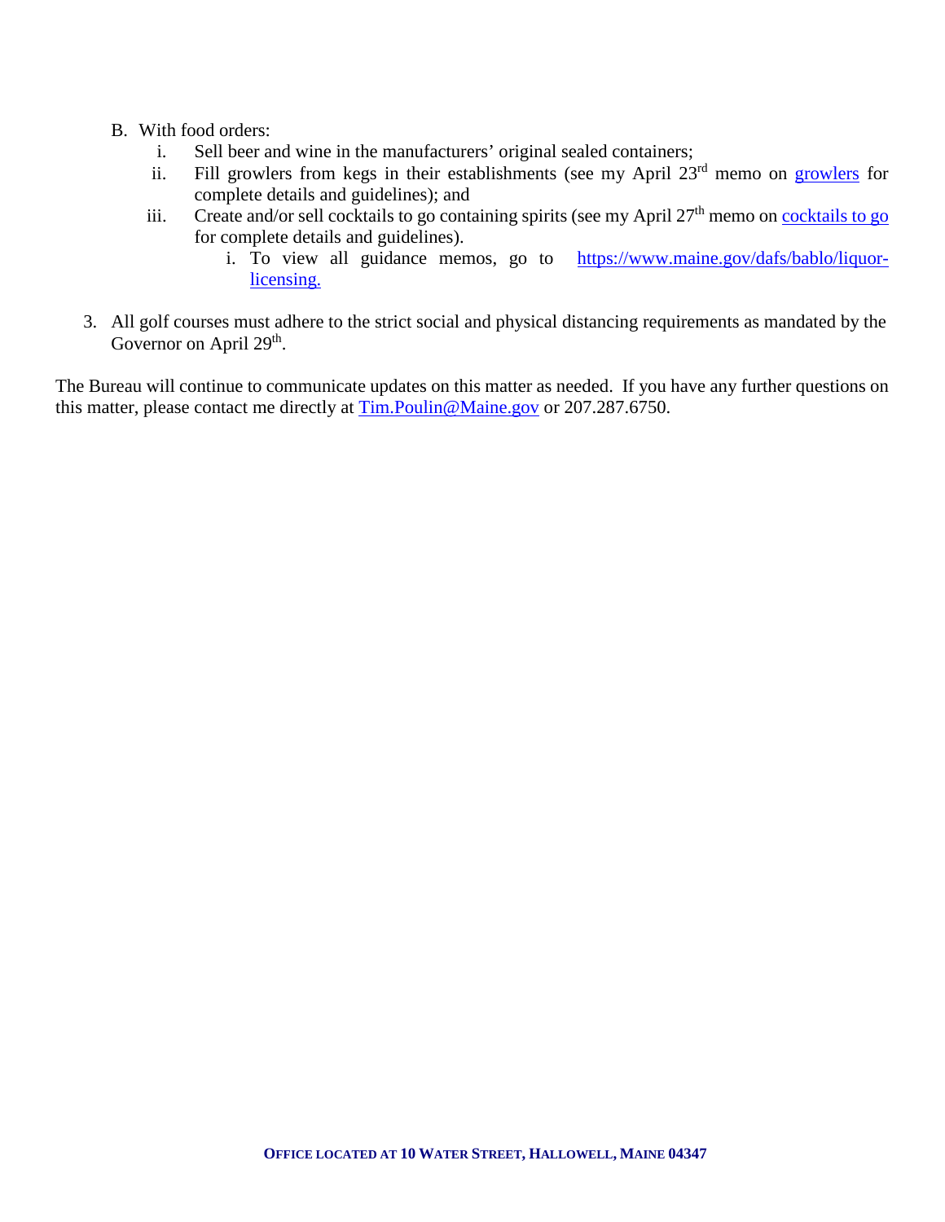B. With food orders:
   i. Sell beer and wine in the manufacturers' original sealed containers;
   ii. Fill growlers from kegs in their establishments (see my April 23rd memo on growlers for complete details and guidelines); and
   iii. Create and/or sell cocktails to go containing spirits (see my April 27th memo on cocktails to go for complete details and guidelines).
      i. To view all guidance memos, go to https://www.maine.gov/dafs/bablo/liquor-licensing.

3. All golf courses must adhere to the strict social and physical distancing requirements as mandated by the Governor on April 29th.

The Bureau will continue to communicate updates on this matter as needed. If you have any further questions on this matter, please contact me directly at Tim.Poulin@Maine.gov or 207.287.6750.